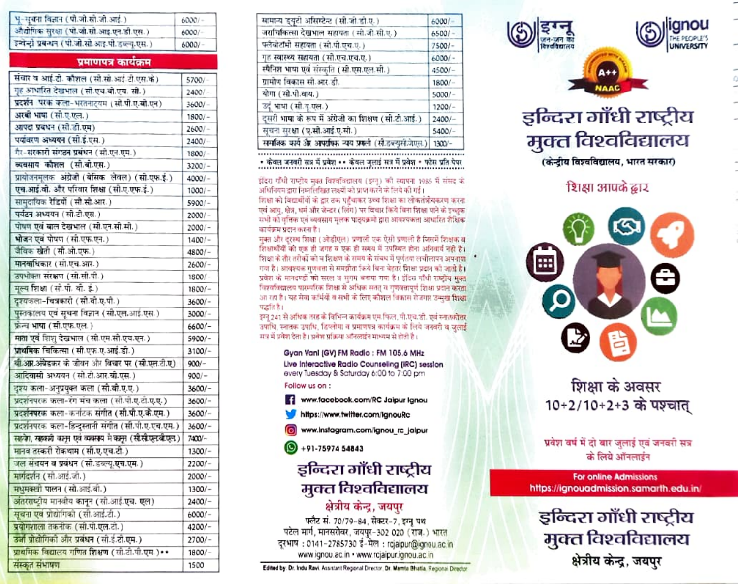| | |
|---|---|
| भू-सूचना विज्ञान (पी.जी.सी.जी.आई.) | 6000/- |
| औद्योगिक सुरक्षा (पी.जी.सी.आइ.एन.डी.एस.) | 6000/- |
| इन्वेन्ट्री प्रबन्धन (पी.जी.सी.आइ.पी.डब्ल्यू.एस.) | 6000/- |

## प्रमाणपत्र कार्यक्रम

| | |
|---|---|
| संचार व आई.टी. कौशल (सी.सी.आई.टी.एस.के.) | 5700/- |
| गृह आधारित देखभाल (सी.एच.बी.एच.सी.) | 2400/- |
| प्रदर्शन परक कला-भरतनाट्यम (सी.पी.ए.बी.एन) | 3600/- |
| अरबी भाषा (सी.ए.एल.) | 1800/- |
| आपदा प्रबंधन (सी.डी.एम) | 2600/- |
| पर्यावरण अध्ययन (सी.ई.एस.) | 2400/- |
| गैर-सरकारी संगठन प्रबंधन (सी.एन.एम.) | 1800/- |
| व्यवसाय कौशल (सी.बी.एस.) | 3200/- |
| प्रायोजनमूलक अंग्रेजी (बेसिक लेवल) (सी.एफ.ई.) | 4000/- |
| एच.आई.वी. और परिवार शिक्षा (सी.ए.एफ.ई.) | 1000/- |
| सामुदायिक रेडियो (सी.सी.आर.) | 5900/- |
| पर्यटन अध्ययन (सी.टी.एस.) | 2000/- |
| पोषण एवं बाल देखभाल (सी.एन.सी.सी.) | 2000/- |
| भोजन एवं पोषण (सी.एफ.एन.) | 1400/- |
| जैविक खेती (सी.ओ.एफ.) | 4800/- |
| मानवाधिकार (सी.एच.आर.) | 2600/- |
| उपभोक्ता संरक्षण (सी.सी.पी.) | 1800/- |
| मूल्य शिक्षा (सी.पी.वी.ई.) | 1800/- |
| दृश्यकला-चित्रकारी (सी.वी.ए.पी.) | 3600/- |
| पुस्तकालय एवं सूचना विज्ञान (सी.एल.आई.एस.) | 3000/- |
| फ्रेन्च भाषा (सी.एफ.एल.) | 6600/- |
| माता एवं शिशु देखभाल (सी.एम.सी.एच.एन.) | 5900/- |
| प्राथमिक चिकित्सा (सी.एफ.ए.आई.डी.) | 3100/- |
| बी.आर.अंबेडकर के जीवन और विचार पर (सी.एल.टी.ए) | 900/- |
| आदिवासी अध्ययन (सी.टी.आर.बी.एस.) | 900/- |
| दृश्य कला-अनुप्रयुक्त कला (सी.वी.ए.ए.) | 3600/- |
| प्रदर्शनपरक कला-रंग मंच कला (सी.पी.ए.टी.ए.ए.) | 3600/- |
| प्रदर्शनपरक कला-कर्नाटक संगीत (सी.पी.ए.के.एम.) | 3600/- |
| प्रदर्शनपरक कला-हिन्दुस्तानी संगीत (सी.पी.ए.एच.एम.) | 3600/- |
| सहयोग, सहकारी कानून एवं व्यवसाय में कानून (सी.सी.एल.बी.एल.) | 7400/- |
| मानव तस्करी रोकथाम (सी.ए.एच.टी.) | 1300/- |
| जल संचयन व प्रबंधन (सी.डब्ल्यू.एच.एम.) | 2200/- |
| मार्गदर्शन (सी.आई.जी.) | 2000/- |
| मधुमक्खी पालन (सी.आई.बी.) | 1300/- |
| अंतरराष्ट्रीय मानवीय कानून (सी.आई.एच.एल) | 2400/- |
| सूचना एवं प्रौद्योगिकी (सी.आई.टी.) | 6000/- |
| प्रयोगशाला तकनीक (सी.पी.एल.टी.) | 4200/- |
| ऊर्जा प्रौद्योगिकी और प्रबंधन (सी.ई.टी.एम.) | 2700/- |
| प्राथमिक विद्यालय गणित शिक्षण (सी.टी.पी.एम.)•• | 1800/- |
| संस्कृत संभाषण | 1500 |
| सामान्य ड्यूटी असिस्टेन्ट (सी.जी.डी.ए.) | 6000/- |
| जराचिकित्सा देखभाल सहायता (सी.जी.सी.ए.) | 6500/- |
| फ्लेबोटॉमी सहायता (सी.पी.एच.ए.) | 7500/- |
| गृह स्वास्थ्य सहायता (सी.एच.एच.ए.) | 6000/- |
| स्पैनिश भाषा एवं संस्कृति (सी.एस.एल.सी.) | 4500/- |
| ग्रामीण विकास सी.आर.डी. | 1800/- |
| योगा (सी.पी.वाय.) | 5000/- |
| उर्दू भाषा (सी.यू.एल.) | 1200/- |
| दूसरी भाषा के रूप में अंग्रेजी का शिक्षण (सी.टी.आई.) | 2400/- |
| सूचना सुरक्षा (ए.सी.आई.ए.सी.) | 5400/- |
| सामाजिक कार्य और आपराधिक न्याय प्रणाली (सी.डब्ल्यूसी.जेएस.) | 1300/- |

• केवल जनवरी सत्र में प्रवेश •• केवल जुलाई सत्र में प्रवेश • फीस प्रति पेपर

इंदिरा गाँधी राष्ट्रीय मुक्त विश्वविद्यालय (इग्नू) की स्थापना 1985 में संसद के अधिनियम द्वारा निम्नलिखित लक्ष्यों को प्राप्त करने के लिये की गई।

शिक्षा को विद्यार्थियों के द्वार तक पहुँचाकर उच्च शिक्षा का लोकतंत्रीयकरण करना एवं आयु, क्षेत्र, धर्म और जेन्डर (लिंग) पर विचार किये बिना शिक्षा पाने के इच्छुक सभी को वृत्तिक एवं व्यवसाय मूलक पाठ्यक्रमों द्वारा आवश्यकता आधारित शैक्षिक कार्यक्रम प्रदान करना है।

मुक्त और दूरस्थ शिक्षा (ओडीएल) प्रणाली एक ऐसी प्रणाली है जिसमें शिक्षक व शिक्षार्थियों को एक ही जगह व एक ही समय में उपस्थित होना अनिवार्य नहीं है। शिक्षा के तौर तरीकों को व शिक्षण के समय के संबंध में पूर्णतया लचीलापन अपनाया गया है। आवश्यक गुणवत्ता से समझौता किये बिना बेहतर शिक्षा प्रदान की जाती है। प्रवेश के मानदण्डों को सरल व सुगम बनाया गया है। इंदिरा गाँधी राष्ट्रीय मुक्त विश्वविद्यालय पारम्परिक शिक्षा से अधिक सस्ती व गुणवत्तापूर्ण शिक्षा प्रदान करता आ रहा है। यह सेवा कर्मियों व सभी के लिए कौशल विकास रोजगार उन्मुख शिक्षा पद्धति है।

इग्नू 241 से अधिक तरह के विभिन्न कार्यक्रम एम फिल, पी.एच.डी. एवं स्नातकोत्तर उपाधि, स्नातक उपाधि, डिप्लोमा व प्रमाणपत्र कार्यक्रम के लिये जनवरी व जुलाई सत्र में प्रवेश देता है। प्रवेश प्रक्रिया ऑनलाईन माध्यम से होती है।

**Gyan Vani (GV) FM Radio : FM 105.6 MHz**
**Live Interactive Radio Counseling (IRC) session**
every Tuesday & Saturday 6:00 to 7:00 pm

Follow us on :

- www.facebook.com/RC Jaipur Ignou
- https://www.twitter.com/IgnouRc
- www.instagram.com/ignou_rc_jaipur
- +91-75974 54843

## इन्दिरा गाँधी राष्ट्रीय मुक्त विश्वविद्यालय
### क्षेत्रीय केन्द्र, जयपुर

फ्लैट सं. 70/79-84, सेक्टर-7, इग्नू पथ
पटेल मार्ग, मानसरोवर, जयपुर-302 020 (राज.) भारत
दूरभाष : 0141-2785730 ई-मेल : rcjaipur@ignou.ac.in
www.ignou.ac.in • www.rcjaipur.ignou.ac.in

Edited by: Dr. Indu Ravi, Assistant Regional Director, Dr. Mamta Bhatia, Regional Director

इग्नू जन-जन का विश्वविद्यालय | ignou THE PEOPLE'S UNIVERSITY

A++ NAAC

# इन्दिरा गाँधी राष्ट्रीय मुक्त विश्वविद्यालय

(केन्द्रीय विश्वविद्यालय, भारत सरकार)

## शिक्षा आपके द्वार

## शिक्षा के अवसर 10+2/10+2+3 के पश्चात्

प्रवेश वर्ष में दो बार जुलाई एवं जनवरी सत्र के लिये ऑनलाईन

**For online Admissions**
**https://ignouadmission.samarth.edu.in/**

## इन्दिरा गाँधी राष्ट्रीय मुक्त विश्वविद्यालय
### क्षेत्रीय केन्द्र, जयपुर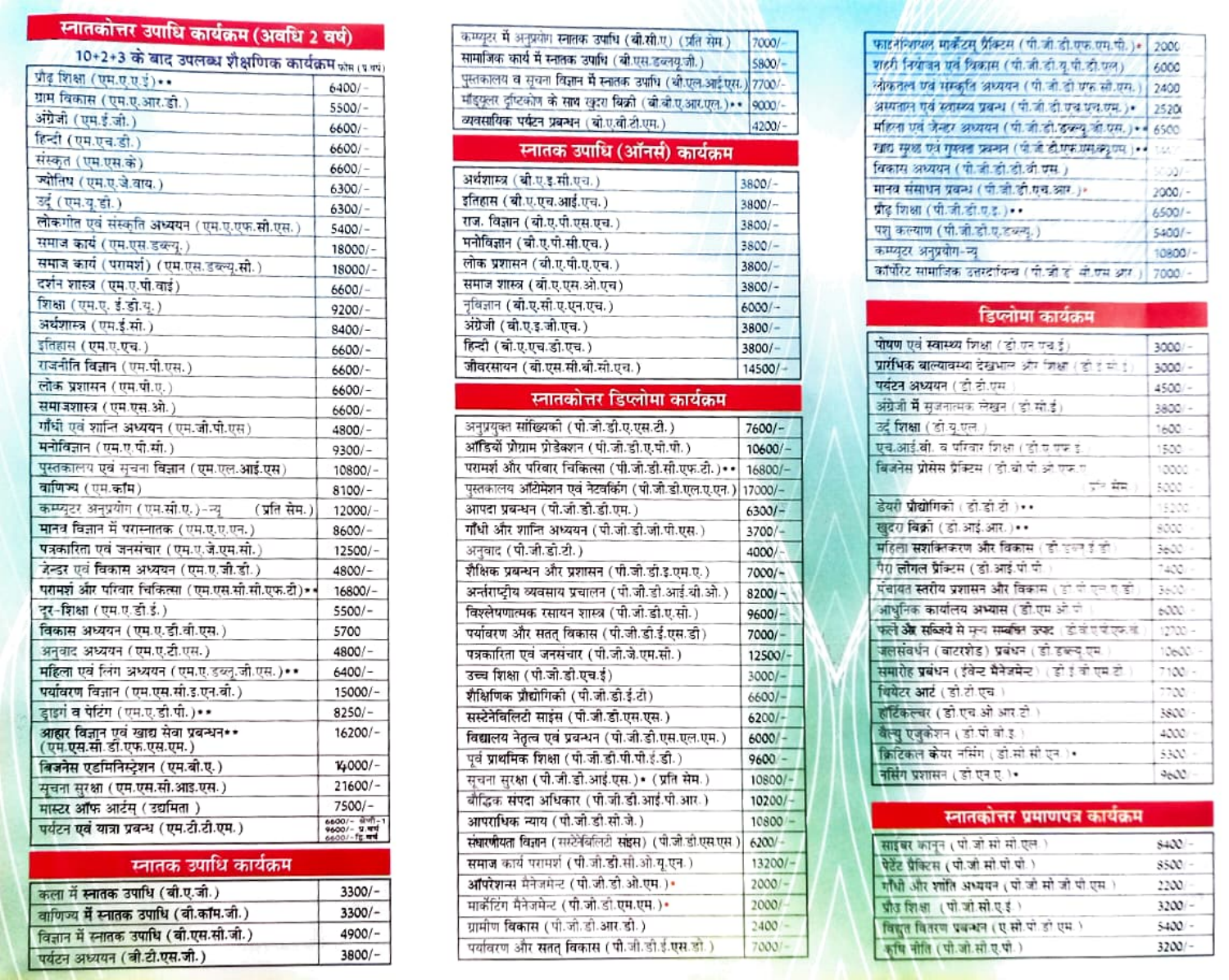## स्नातकोत्तर उपाधि कार्यक्रम (अवधि 2 वर्ष)

| 10+2+3 के बाद उपलब्ध शैक्षणिक कार्यक्रम | फीस (प्र.वर्ष) |
|---|---|
| प्रौढ़ शिक्षा (एम.ए.ए.ई.)•• | 6400/- |
| ग्राम विकास (एम.ए.आर.डी.) | 5500/- |
| अंग्रेजी (एम.ई.जी.) | 6600/- |
| हिन्दी (एम.एच.डी.) | 6600/- |
| संस्कृत (एम.एस.के) | 6600/- |
| ज्योतिष (एम.ए.जे.वाय.) | 6300/- |
| उर्दू (एम.यू.डी.) | 6300/- |
| लोकगीत एवं संस्कृति अध्ययन (एम.ए.एफ.सी.एस.) | 5400/- |
| समाज कार्य (एम.एस.डब्ल्यू.) | 18000/- |
| समाज कार्य (परामर्श) (एम.एस.डब्ल्यू.सी.) | 18000/- |
| दर्शन शास्त्र (एम.ए.पी.वाई) | 6600/- |
| शिक्षा (एम.ए. ई.डी.यू.) | 9200/- |
| अर्थशास्त्र (एम.ई.सी.) | 8400/- |
| इतिहास (एम.ए.एच.) | 6600/- |
| राजनीति विज्ञान (एम.पी.एस.) | 6600/- |
| लोक प्रशासन (एम.पी.ए.) | 6600/- |
| समाजशास्त्र (एम.एस.ओ.) | 6600/- |
| गाँधी एवं शान्ति अध्ययन (एम.जी.पी.एस) | 4800/- |
| मनोविज्ञान (एम.ए.पी.सी.) | 9300/- |
| पुस्तकालय एवं सूचना विज्ञान (एम.एल.आई.एस) | 10800/- |
| वाणिज्य (एम.कॉम) | 8100/- |
| कम्प्यूटर अनुप्रयोग (एम.सी.ए.)-न्यू (प्रति सेम.) | 12000/- |
| मानव विज्ञान में परास्नातक (एम.ए.ए.एन.) | 8600/- |
| पत्रकारिता एवं जनसंचार (एम.ए.जे.एम.सी.) | 12500/- |
| जेन्डर एवं विकास अध्ययन (एम.ए.जी.डी.) | 4800/- |
| परामर्श और परिवार चिकित्सा (एम.एस.सी.सी.एफ.टी)•• | 16800/- |
| दूर-शिक्षा (एम.ए.डी.ई.) | 5500/- |
| विकास अध्ययन (एम.ए.डी.वी.एस.) | 5700 |
| अनुवाद अध्ययन (एम.ए.टी.एस.) | 4800/- |
| महिला एवं लिंग अध्ययन (एम.ए.डब्लू.जी.एस.)•• | 6400/- |
| पर्यावरण विज्ञान (एम.एस.सी.इ.एन.वी.) | 15000/- |
| ड्राइंग व पेंटिंग (एम.ए.डी.पी.)•• | 8250/- |
| आहार विज्ञान एवं खाद्य सेवा प्रबन्धन•• (एम.एस.सी.डी.एफ.एस.एम.) | 16200/- |
| बिजनेस एडमिनिस्ट्रेशन (एम.बी.ए.) | 14000/- |
| सूचना सुरक्षा (एम.एस.सी.आइ.एस.) | 21600/- |
| मास्टर ऑफ आर्टस् (उद्यमिता) | 7500/- |
| पर्यटन एवं यात्रा प्रबन्ध (एम.टी.टी.एम.) | 6600/- सेमी-1, 9600/- प्र.वर्ष, 6600/- द्वि.वर्ष |

## स्नातक उपाधि कार्यक्रम

| | |
|---|---|
| कला में स्नातक उपाधि (बी.ए.जी.) | 3300/- |
| वाणिज्य में स्नातक उपाधि (बी.कॉम.जी.) | 3300/- |
| विज्ञान में स्नातक उपाधि (बी.एस.सी.जी.) | 4900/- |
| पर्यटन अध्ययन (बी.टी.एस.जी.) | 3800/- |
| कम्प्यूटर में अनुप्रयोग स्नातक उपाधि (बी.सी.ए.) (प्रति सेम.) | 7000/- |
| सामाजिक कार्य में स्नातक उपाधि (बी.एस.डब्ल्यू.जी.) | 5800/- |
| पुस्तकालय व सूचना विज्ञान में स्नातक उपाधि (बी.एल.आई.एस.) | 7700/- |
| मॉड्यूलर दृष्टिकोण के साथ खुदरा बिक्री (बी.बी.ए.आर.एल.)•• | 9000/- |
| व्यवसायिक पर्यटन प्रबन्धन (बी.ए.वी.टी.एम.) | 4200/- |

## स्नातक उपाधि (ऑनर्स) कार्यक्रम

| | |
|---|---|
| अर्थशास्त्र (बी.ए.इ.सी.एच.) | 3800/- |
| इतिहास (बी.ए.एच.आई.एच.) | 3800/- |
| राज. विज्ञान (बी.ए.पी.एस.एच.) | 3800/- |
| मनोविज्ञान (बी.ए.पी.सी.एच.) | 3800/- |
| लोक प्रशासन (बी.ए.पी.ए.एच.) | 3800/- |
| समाज शास्त्र (बी.ए.एस.ओ.एच) | 3800/- |
| नृविज्ञान (बी.एस.सी.ए.एन.एच.) | 6000/- |
| अंग्रेजी (बी.ए.इ.जी.एच.) | 3800/- |
| हिन्दी (बी.ए.एच.डी.एच.) | 3800/- |
| जीवरसायन (बी.एस.सी.बी.सी.एच.) | 14500/- |

## स्नातकोत्तर डिप्लोमा कार्यक्रम

| | |
|---|---|
| अनुप्रयुक्त सांख्यिकी (पी.जी.डी.ए.एस.टी.) | 7600/- |
| ऑडियो प्रोग्राम प्रोडेक्शन (पी.जी.डी.ए.पी.पी.) | 10600/- |
| परामर्श और परिवार चिकित्सा (पी.जी.डी.सी.एफ.टी.)•• | 16800/- |
| पुस्तकालय ऑटोमेशन एवं नेटवर्किंग (पी.जी.डी.एल.ए.एन.) | 17000/- |
| आपदा प्रबन्धन (पी.जी.डी.डी.एम.) | 6300/- |
| गाँधी और शान्ति अध्ययन (पी.जी.डी.जी.पी.एस.) | 3700/- |
| अनुवाद (पी.जी.डी.टी.) | 4000/- |
| शैक्षिक प्रबन्धन और प्रशासन (पी.जी.डी.इ.एम.ए.) | 7000/- |
| अन्तर्राष्ट्रीय व्यवसाय प्रचालन (पी.जी.डी.आई.बी.ओ.) | 8200/- |
| विश्लेषणात्मक रसायन शास्त्र (पी.जी.डी.ए.सी.) | 9600/- |
| पर्यावरण और सतत् विकास (पी.जी.डी.ई.एस.डी) | 7000/- |
| पत्रकारिता एवं जनसंचार (पी.जी.जे.एम.सी.) | 12500/- |
| उच्च शिक्षा (पी.जी.डी.एच.ई) | 3000/- |
| शैक्षिणिक प्रौद्योगिकी (पी.जी.डी.ई.टी) | 6600/- |
| सस्टेनेबिलिटी साइंस (पी.जी.डी.एस.एस.) | 6200/- |
| विद्यालय नेतृत्व एवं प्रबन्धन (पी.जी.डी.एस.एल.एम.) | 6000/- |
| पूर्व प्राथमिक शिक्षा (पी.जी.डी.पी.पी.ई.डी.) | 9600/- |
| सूचना सुरक्षा (पी.जी.डी.आई.एस.)• (प्रति सेम.) | 10800/- |
| बौद्धिक संपदा अधिकार (पी.जी.डी.आई.पी.आर.) | 10200/- |
| आपराधिक न्याय (पी.जी.डी.सी.जे.) | 10800 |
| संधारणीयता विज्ञान (सस्टेनेबिलिटी साइंस) (पी.जी.डी.एस.एस) | 6200/- |
| समाज कार्य परामर्श (पी.जी.डी.सी.ओ.यू.एन.) | 13200/- |
| ऑपरेशन्स मैनेजमेन्ट (पी.जी.डी.ओ.एम.)• | 2000/- |
| मार्केटिंग मैनेजमेन्ट (पी.जी.डी.एम.एम.)• | 2000/- |
| ग्रामीण विकास (पी.जी.डी.आर.डी.) | 2400 |
| पर्यावरण और सतत् विकास (पी.जी.डी.ई.एस.डी.) | 7000/- |
| फाइनेन्शियल मार्केट्स प्रैक्टिस (पी.जी.डी.एफ.एम.पी.)• | 2000 |
| शहरी नियोजन एवं विकास (पी.जी.डी.यू.पी.डी.एल) | 6000 |
| लोककला एवं संस्कृति अध्ययन (पी.जी.डी.एफ.सी.एस.) | 2400 |
| अस्पताल एवं स्वास्थ्य प्रबन्ध (पी.जी.डी.एच.एच.एम.)• | 2520 |
| महिला एवं जेन्डर अध्ययन (पी.जी.डी.डब्ल्यू.जी.एस.)•• | 6500 |
| खाद्य सुरक्षा एवं गुणवत्ता प्रबन्धन (पी.जी.डी.एफ.एस.क्यू.एम.)•• | |
| विकास अध्ययन (पी.जी.डी.डी.वी.एस.) | |
| मानव संसाधन प्रबन्ध (पी.जी.डी.एच.आर.)• | 2000/- |
| प्रौढ़ शिक्षा (पी.जी.डी.ए.ई.)•• | 6500/- |
| पशु कल्याण (पी.जी.डी.ए.डब्ल्यू.) | 5400/- |
| कम्प्यूटर अनुप्रयोग-न्यू | 10800/- |
| कॉर्पोरेट सामाजिक उत्तरदायित्व (पी.जी.डी.सी.एस.आर.) | 7000/- |

## डिप्लोमा कार्यक्रम

| | |
|---|---|
| पोषण एवं स्वास्थ्य शिक्षा (डी.एन.एच.ई.) | 3000/- |
| प्रारंभिक बाल्यावस्था देखभाल और शिक्षा (डी.ई.सी.ई.) | 3000/- |
| पर्यटन अध्ययन (डी.टी.एस.) | 4500/- |
| अंग्रेजी में सृजनात्मक लेखन (डी.सी.ई.) | 3800/- |
| उर्दू शिक्षा (डी.यू.एल.) | 1600/- |
| एच.आई.वी. व परिवार शिक्षा (डी.ए.एफ.ई.) | 1500/- |
| बिजनेस प्रोसेस प्रैक्टिस (डी.बी.पी.ओ.एफ.) | 10000 |
| (प्रति सेम.) | 5000 |
| डेयरी प्रौद्योगिकी (डी.डी.टी.)•• | 15200 |
| खुदरा बिक्री (डी.आई.आर.)•• | 6000 |
| महिला सशक्तिकरण और विकास (डी.डब्ल्यू.ई.डी.) | 3600 |
| पैरा लीगल प्रैक्टिस (डी.आई.पी.पी.) | 7400 |
| पंचायत स्तरीय प्रशासन और विकास (डी.पी.एल.ए.डी.) | 3600 |
| आधुनिक कार्यालय अभ्यास (डी.एम.ओ.पी.) | 6000 |
| फलों और सब्जियों से मूल्य सम्बंधित उत्पाद (डी.वी.ए.पी.एफ.वी.) | 12700 |
| जलसंवर्धन (वाटरशेड) प्रबंधन (डी.डब्ल्यू.एम.) | 10600 |
| समारोह प्रबंधन (ईवेन्ट मैनेजमेन्ट) (डी.ई.वी.एम.टी.) | 7100 |
| थियेटर आर्ट (डी.टी.एच.) | 7700 |
| हॉर्टिकल्चर (डी.एच.ओ.आर.टी.) | 3600 |
| वैल्यू एजुकेशन (डी.पी.वी.ई.) | 4000 |
| क्रिटिकल केयर नर्सिंग (डी.सी.सी.एन.)• | 5300 |
| नर्सिंग प्रशासन (डी.एन.ए.)• | 4600 |

## स्नातकोत्तर प्रमाणपत्र कार्यक्रम

| | |
|---|---|
| साइबर कानून (पी.जी.सी.सी.एल.) | 8400/- |
| पेटेंट प्रैक्टिस (पी.जी.सी.पी.पी.) | 8500/- |
| गाँधी और शांति अध्ययन (पी.जी.सी.जी.पी.एस.) | 2200/- |
| प्रौढ़ शिक्षा (पी.जी.सी.ए.ई.) | 3200/- |
| विद्युत वितरण प्रबन्धन (ए.सी.पी.डी.एम.) | 5400/- |
| कृषि नीति (पी.जी.सी.ए.पी.) | 3200/- |